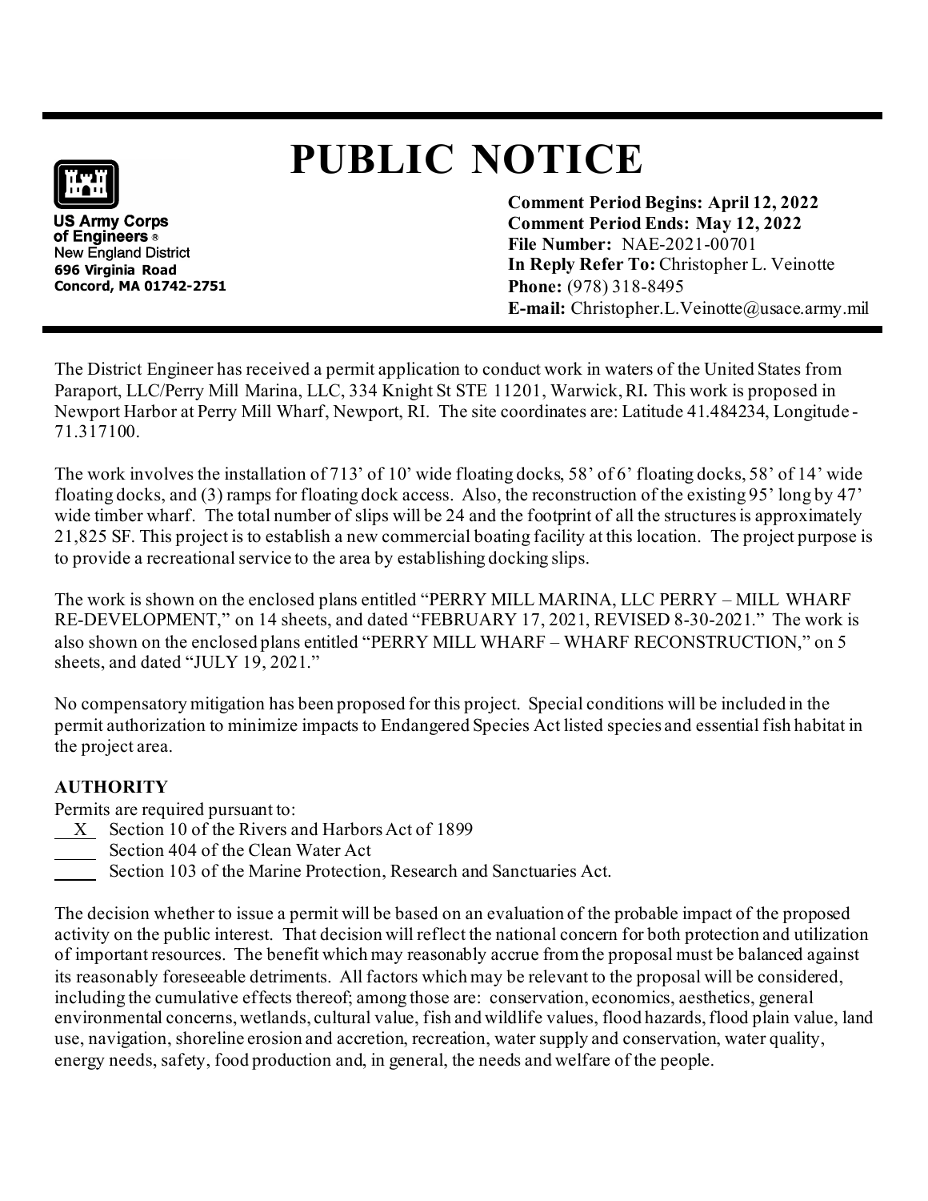US Army Corps of Engineers®
New England District
696 Virginia Road
Concord, MA 01742-2751

# PUBLIC NOTICE

**Comment Period Begins: April 12, 2022**
**Comment Period Ends: May 12, 2022**
**File Number:** NAE-2021-00701
**In Reply Refer To:** Christopher L. Veinotte
**Phone:** (978) 318-8495
**E-mail:** Christopher.L.Veinotte@usace.army.mil

The District Engineer has received a permit application to conduct work in waters of the United States from Paraport, LLC/Perry Mill Marina, LLC, 334 Knight St STE 11201, Warwick, RI. This work is proposed in Newport Harbor at Perry Mill Wharf, Newport, RI. The site coordinates are: Latitude 41.484234, Longitude -71.317100.

The work involves the installation of 713' of 10' wide floating docks, 58' of 6' floating docks, 58' of 14' wide floating docks, and (3) ramps for floating dock access. Also, the reconstruction of the existing 95' long by 47' wide timber wharf. The total number of slips will be 24 and the footprint of all the structures is approximately 21,825 SF. This project is to establish a new commercial boating facility at this location. The project purpose is to provide a recreational service to the area by establishing docking slips.

The work is shown on the enclosed plans entitled "PERRY MILL MARINA, LLC PERRY – MILL WHARF RE-DEVELOPMENT," on 14 sheets, and dated "FEBRUARY 17, 2021, REVISED 8-30-2021." The work is also shown on the enclosed plans entitled "PERRY MILL WHARF – WHARF RECONSTRUCTION," on 5 sheets, and dated "JULY 19, 2021."

No compensatory mitigation has been proposed for this project. Special conditions will be included in the permit authorization to minimize impacts to Endangered Species Act listed species and essential fish habitat in the project area.

### AUTHORITY

Permits are required pursuant to:

\_\_X\_\_ Section 10 of the Rivers and Harbors Act of 1899
\_\_\_\_\_ Section 404 of the Clean Water Act
\_\_\_\_\_ Section 103 of the Marine Protection, Research and Sanctuaries Act.

The decision whether to issue a permit will be based on an evaluation of the probable impact of the proposed activity on the public interest. That decision will reflect the national concern for both protection and utilization of important resources. The benefit which may reasonably accrue from the proposal must be balanced against its reasonably foreseeable detriments. All factors which may be relevant to the proposal will be considered, including the cumulative effects thereof; among those are: conservation, economics, aesthetics, general environmental concerns, wetlands, cultural value, fish and wildlife values, flood hazards, flood plain value, land use, navigation, shoreline erosion and accretion, recreation, water supply and conservation, water quality, energy needs, safety, food production and, in general, the needs and welfare of the people.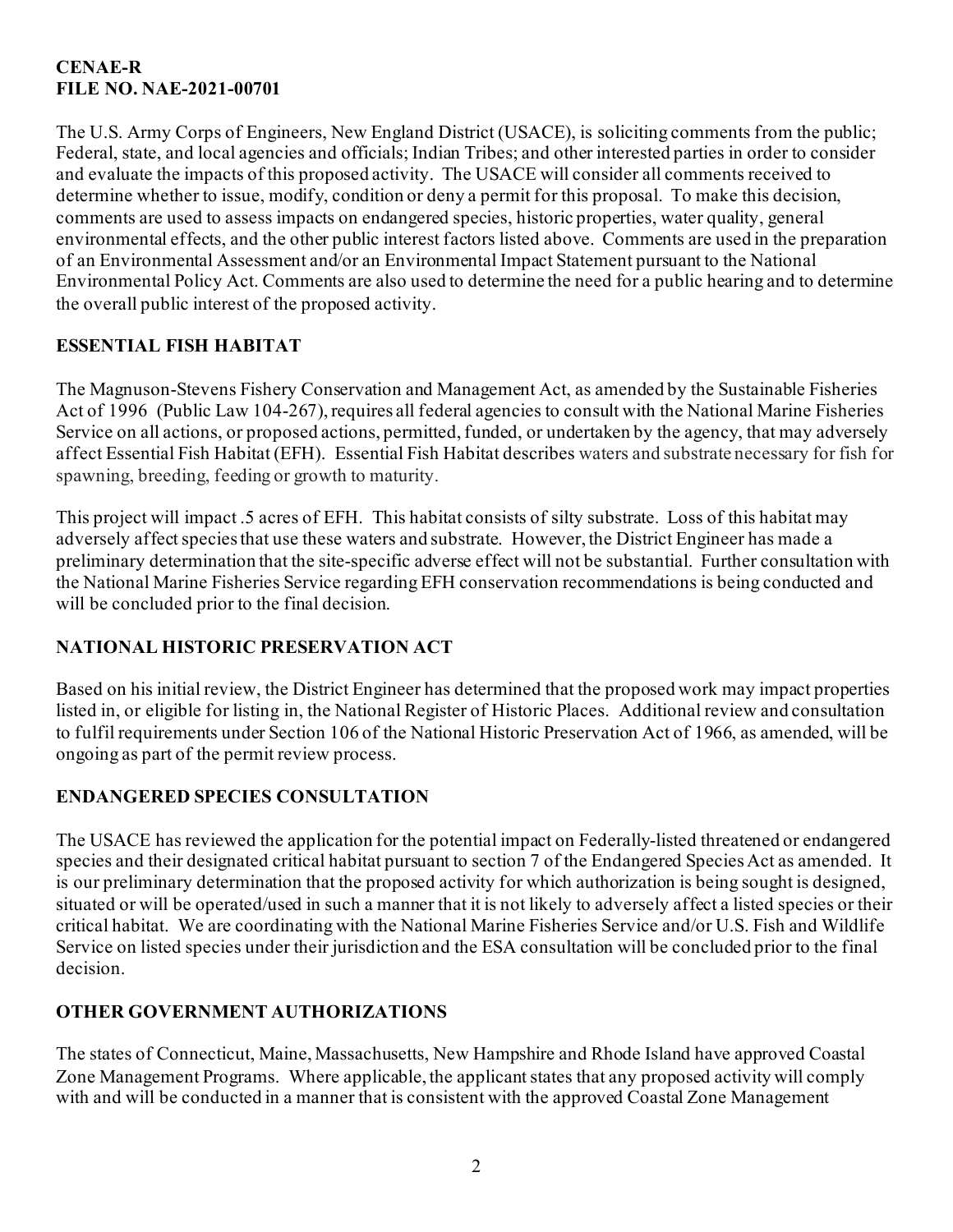**CENAE-R**
**FILE NO. NAE-2021-00701**

The U.S. Army Corps of Engineers, New England District (USACE), is soliciting comments from the public; Federal, state, and local agencies and officials; Indian Tribes; and other interested parties in order to consider and evaluate the impacts of this proposed activity. The USACE will consider all comments received to determine whether to issue, modify, condition or deny a permit for this proposal. To make this decision, comments are used to assess impacts on endangered species, historic properties, water quality, general environmental effects, and the other public interest factors listed above. Comments are used in the preparation of an Environmental Assessment and/or an Environmental Impact Statement pursuant to the National Environmental Policy Act. Comments are also used to determine the need for a public hearing and to determine the overall public interest of the proposed activity.

## ESSENTIAL FISH HABITAT

The Magnuson-Stevens Fishery Conservation and Management Act, as amended by the Sustainable Fisheries Act of 1996 (Public Law 104-267), requires all federal agencies to consult with the National Marine Fisheries Service on all actions, or proposed actions, permitted, funded, or undertaken by the agency, that may adversely affect Essential Fish Habitat (EFH). Essential Fish Habitat describes waters and substrate necessary for fish for spawning, breeding, feeding or growth to maturity.

This project will impact .5 acres of EFH. This habitat consists of silty substrate. Loss of this habitat may adversely affect species that use these waters and substrate. However, the District Engineer has made a preliminary determination that the site-specific adverse effect will not be substantial. Further consultation with the National Marine Fisheries Service regarding EFH conservation recommendations is being conducted and will be concluded prior to the final decision.

## NATIONAL HISTORIC PRESERVATION ACT

Based on his initial review, the District Engineer has determined that the proposed work may impact properties listed in, or eligible for listing in, the National Register of Historic Places. Additional review and consultation to fulfil requirements under Section 106 of the National Historic Preservation Act of 1966, as amended, will be ongoing as part of the permit review process.

## ENDANGERED SPECIES CONSULTATION

The USACE has reviewed the application for the potential impact on Federally-listed threatened or endangered species and their designated critical habitat pursuant to section 7 of the Endangered Species Act as amended. It is our preliminary determination that the proposed activity for which authorization is being sought is designed, situated or will be operated/used in such a manner that it is not likely to adversely affect a listed species or their critical habitat. We are coordinating with the National Marine Fisheries Service and/or U.S. Fish and Wildlife Service on listed species under their jurisdiction and the ESA consultation will be concluded prior to the final decision.

## OTHER GOVERNMENT AUTHORIZATIONS

The states of Connecticut, Maine, Massachusetts, New Hampshire and Rhode Island have approved Coastal Zone Management Programs. Where applicable, the applicant states that any proposed activity will comply with and will be conducted in a manner that is consistent with the approved Coastal Zone Management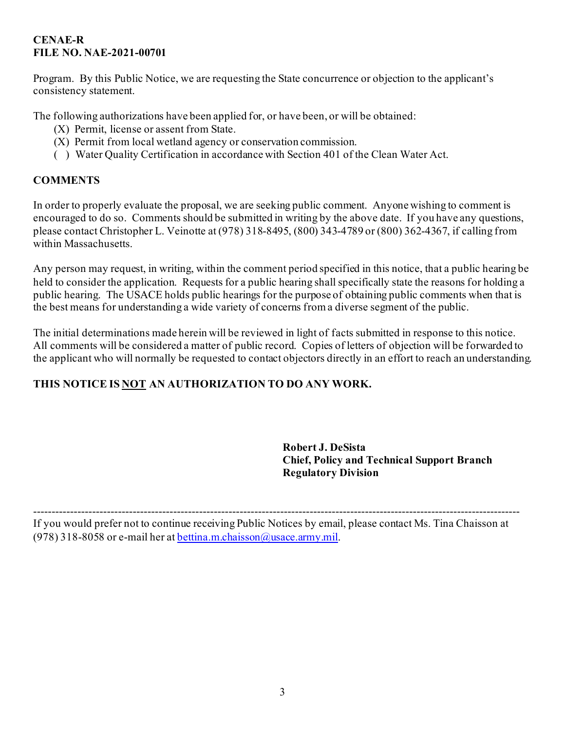**CENAE-R**
**FILE NO. NAE-2021-00701**

Program. By this Public Notice, we are requesting the State concurrence or objection to the applicant's consistency statement.

The following authorizations have been applied for, or have been, or will be obtained:

- (X) Permit, license or assent from State.
- (X) Permit from local wetland agency or conservation commission.
- ( ) Water Quality Certification in accordance with Section 401 of the Clean Water Act.

## COMMENTS

In order to properly evaluate the proposal, we are seeking public comment. Anyone wishing to comment is encouraged to do so. Comments should be submitted in writing by the above date. If you have any questions, please contact Christopher L. Veinotte at (978) 318-8495, (800) 343-4789 or (800) 362-4367, if calling from within Massachusetts.

Any person may request, in writing, within the comment period specified in this notice, that a public hearing be held to consider the application. Requests for a public hearing shall specifically state the reasons for holding a public hearing. The USACE holds public hearings for the purpose of obtaining public comments when that is the best means for understanding a wide variety of concerns from a diverse segment of the public.

The initial determinations made herein will be reviewed in light of facts submitted in response to this notice. All comments will be considered a matter of public record. Copies of letters of objection will be forwarded to the applicant who will normally be requested to contact objectors directly in an effort to reach an understanding.

**THIS NOTICE IS <u>NOT</u> AN AUTHORIZATION TO DO ANY WORK.**

**Robert J. DeSista**
**Chief, Policy and Technical Support Branch**
**Regulatory Division**

---

If you would prefer not to continue receiving Public Notices by email, please contact Ms. Tina Chaisson at (978) 318-8058 or e-mail her at bettina.m.chaisson@usace.army.mil.